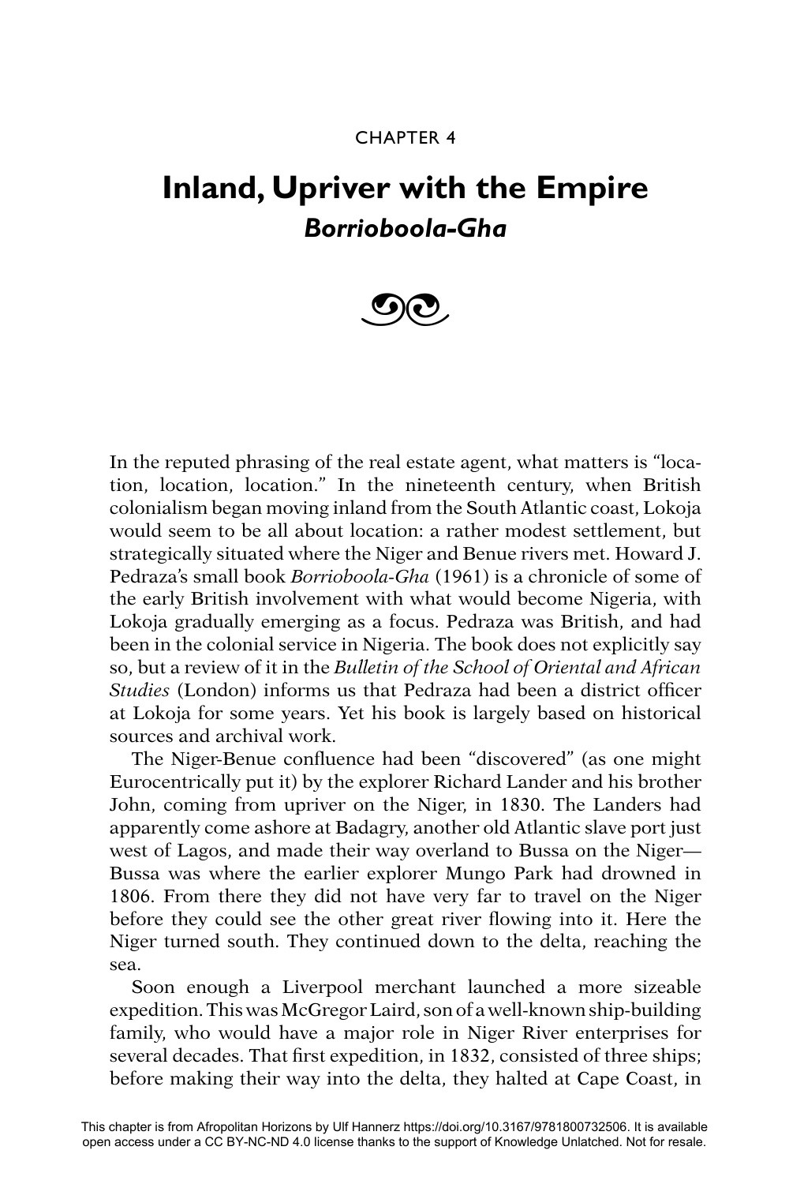CHAPTER 4

# Inland, Upriver with the Empire

## *Borrioboola-Gha*

In the reputed phrasing of the real estate agent, what matters is "location, location, location." In the nineteenth century, when British colonialism began moving inland from the South Atlantic coast, Lokoja would seem to be all about location: a rather modest settlement, but strategically situated where the Niger and Benue rivers met. Howard J. Pedraza's small book *Borrioboola-Gha* (1961) is a chronicle of some of the early British involvement with what would become Nigeria, with Lokoja gradually emerging as a focus. Pedraza was British, and had been in the colonial service in Nigeria. The book does not explicitly say so, but a review of it in the *Bulletin of the School of Oriental and African Studies* (London) informs us that Pedraza had been a district officer at Lokoja for some years. Yet his book is largely based on historical sources and archival work.

The Niger-Benue confluence had been "discovered" (as one might Eurocentrically put it) by the explorer Richard Lander and his brother John, coming from upriver on the Niger, in 1830. The Landers had apparently come ashore at Badagry, another old Atlantic slave port just west of Lagos, and made their way overland to Bussa on the Niger—Bussa was where the earlier explorer Mungo Park had drowned in 1806. From there they did not have very far to travel on the Niger before they could see the other great river flowing into it. Here the Niger turned south. They continued down to the delta, reaching the sea.

Soon enough a Liverpool merchant launched a more sizeable expedition. This was McGregor Laird, son of a well-known ship-building family, who would have a major role in Niger River enterprises for several decades. That first expedition, in 1832, consisted of three ships; before making their way into the delta, they halted at Cape Coast, in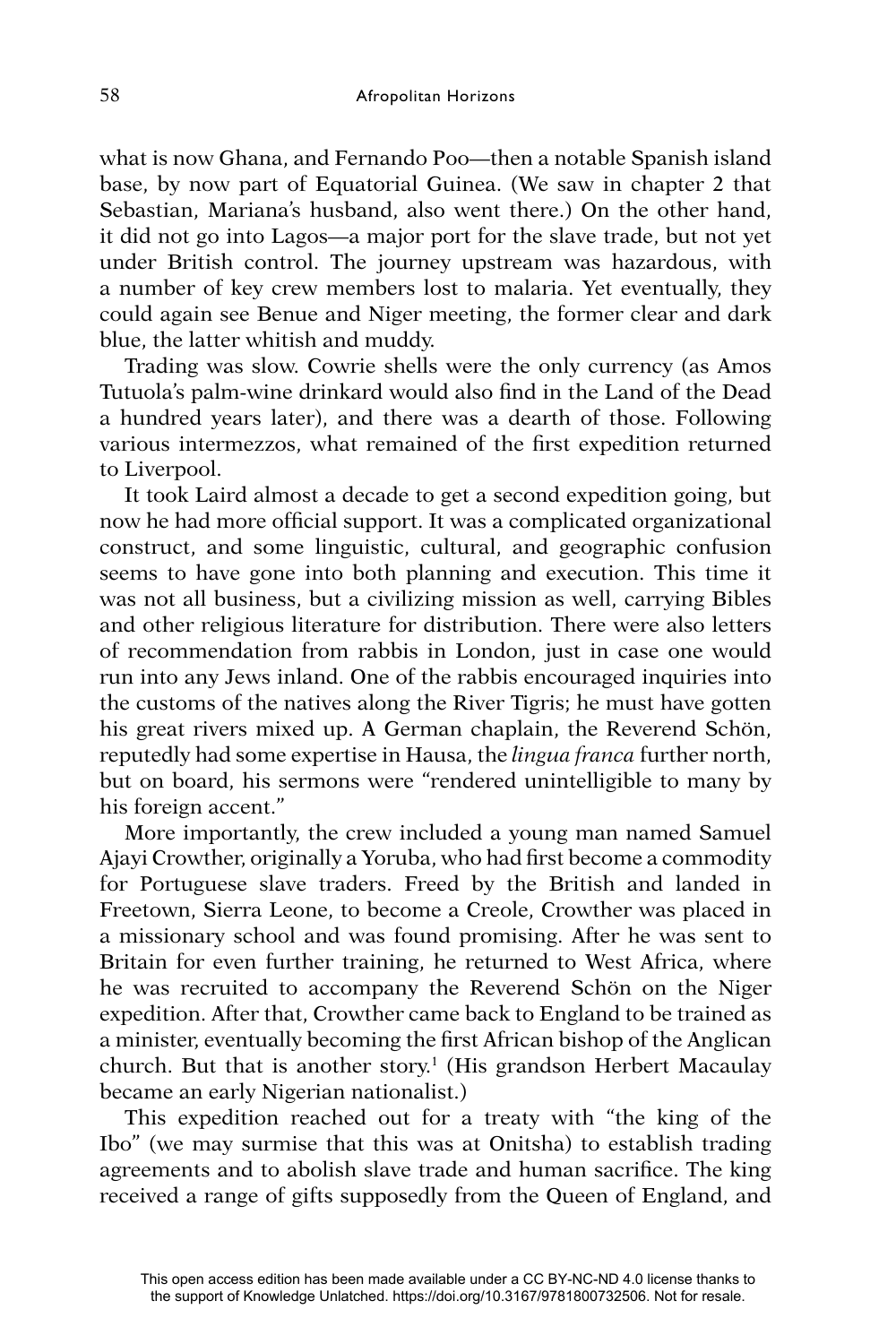what is now Ghana, and Fernando Poo—then a notable Spanish island base, by now part of Equatorial Guinea. (We saw in chapter 2 that Sebastian, Mariana's husband, also went there.) On the other hand, it did not go into Lagos—a major port for the slave trade, but not yet under British control. The journey upstream was hazardous, with a number of key crew members lost to malaria. Yet eventually, they could again see Benue and Niger meeting, the former clear and dark blue, the latter whitish and muddy.

Trading was slow. Cowrie shells were the only currency (as Amos Tutuola's palm-wine drinkard would also find in the Land of the Dead a hundred years later), and there was a dearth of those. Following various intermezzos, what remained of the first expedition returned to Liverpool.

It took Laird almost a decade to get a second expedition going, but now he had more official support. It was a complicated organizational construct, and some linguistic, cultural, and geographic confusion seems to have gone into both planning and execution. This time it was not all business, but a civilizing mission as well, carrying Bibles and other religious literature for distribution. There were also letters of recommendation from rabbis in London, just in case one would run into any Jews inland. One of the rabbis encouraged inquiries into the customs of the natives along the River Tigris; he must have gotten his great rivers mixed up. A German chaplain, the Reverend Schön, reputedly had some expertise in Hausa, the *lingua franca* further north, but on board, his sermons were "rendered unintelligible to many by his foreign accent."

More importantly, the crew included a young man named Samuel Ajayi Crowther, originally a Yoruba, who had first become a commodity for Portuguese slave traders. Freed by the British and landed in Freetown, Sierra Leone, to become a Creole, Crowther was placed in a missionary school and was found promising. After he was sent to Britain for even further training, he returned to West Africa, where he was recruited to accompany the Reverend Schön on the Niger expedition. After that, Crowther came back to England to be trained as a minister, eventually becoming the first African bishop of the Anglican church. But that is another story.[1] (His grandson Herbert Macaulay became an early Nigerian nationalist.)

This expedition reached out for a treaty with "the king of the Ibo" (we may surmise that this was at Onitsha) to establish trading agreements and to abolish slave trade and human sacrifice. The king received a range of gifts supposedly from the Queen of England, and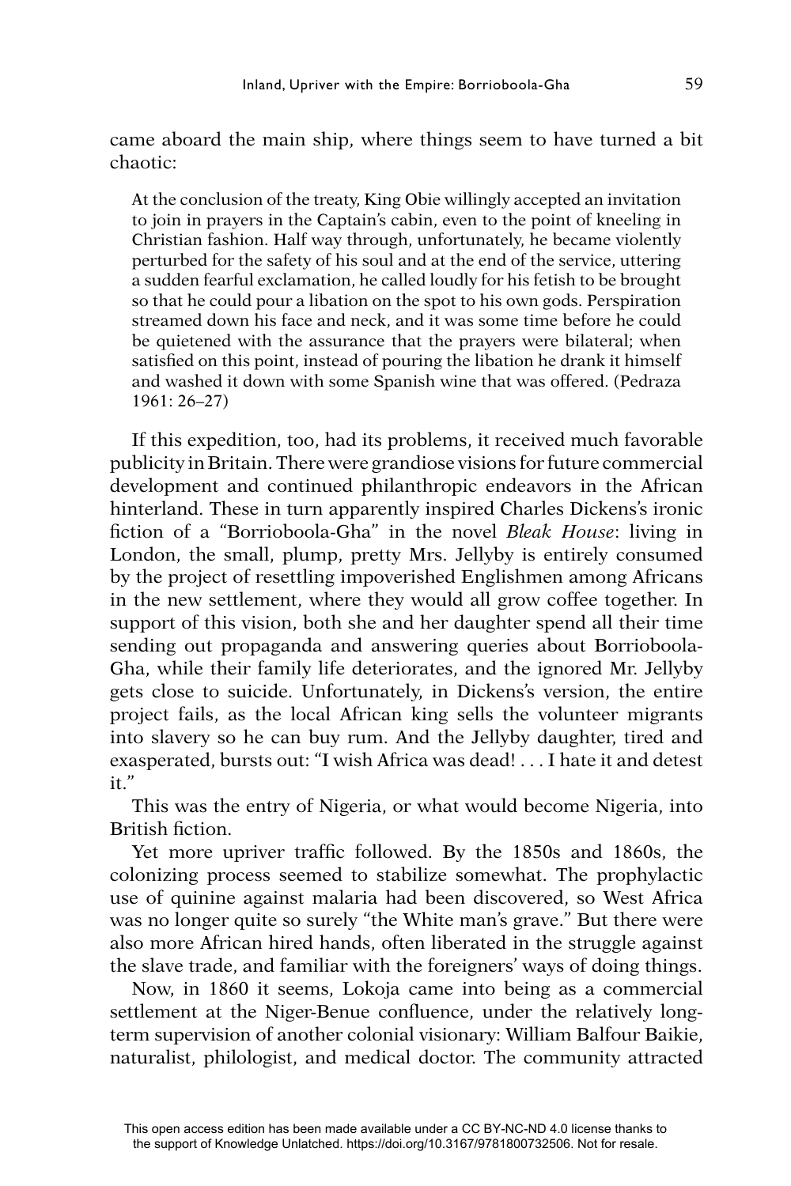came aboard the main ship, where things seem to have turned a bit chaotic:

> At the conclusion of the treaty, King Obie willingly accepted an invitation to join in prayers in the Captain's cabin, even to the point of kneeling in Christian fashion. Half way through, unfortunately, he became violently perturbed for the safety of his soul and at the end of the service, uttering a sudden fearful exclamation, he called loudly for his fetish to be brought so that he could pour a libation on the spot to his own gods. Perspiration streamed down his face and neck, and it was some time before he could be quietened with the assurance that the prayers were bilateral; when satisfied on this point, instead of pouring the libation he drank it himself and washed it down with some Spanish wine that was offered. (Pedraza 1961: 26–27)

If this expedition, too, had its problems, it received much favorable publicity in Britain. There were grandiose visions for future commercial development and continued philanthropic endeavors in the African hinterland. These in turn apparently inspired Charles Dickens's ironic fiction of a "Borrioboola-Gha" in the novel *Bleak House*: living in London, the small, plump, pretty Mrs. Jellyby is entirely consumed by the project of resettling impoverished Englishmen among Africans in the new settlement, where they would all grow coffee together. In support of this vision, both she and her daughter spend all their time sending out propaganda and answering queries about Borrioboola-Gha, while their family life deteriorates, and the ignored Mr. Jellyby gets close to suicide. Unfortunately, in Dickens's version, the entire project fails, as the local African king sells the volunteer migrants into slavery so he can buy rum. And the Jellyby daughter, tired and exasperated, bursts out: "I wish Africa was dead! . . . I hate it and detest it."

This was the entry of Nigeria, or what would become Nigeria, into British fiction.

Yet more upriver traffic followed. By the 1850s and 1860s, the colonizing process seemed to stabilize somewhat. The prophylactic use of quinine against malaria had been discovered, so West Africa was no longer quite so surely "the White man's grave." But there were also more African hired hands, often liberated in the struggle against the slave trade, and familiar with the foreigners' ways of doing things.

Now, in 1860 it seems, Lokoja came into being as a commercial settlement at the Niger-Benue confluence, under the relatively long-term supervision of another colonial visionary: William Balfour Baikie, naturalist, philologist, and medical doctor. The community attracted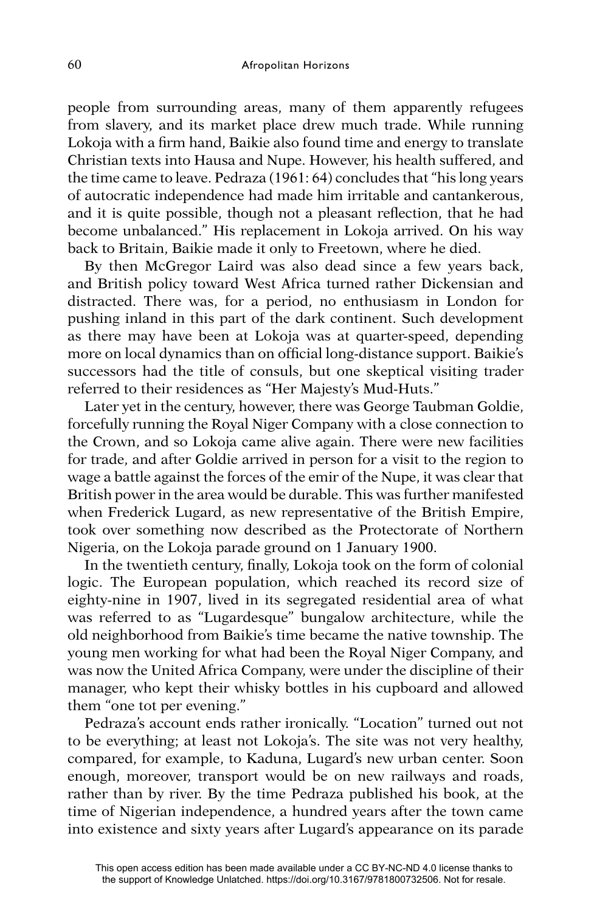people from surrounding areas, many of them apparently refugees from slavery, and its market place drew much trade. While running Lokoja with a firm hand, Baikie also found time and energy to translate Christian texts into Hausa and Nupe. However, his health suffered, and the time came to leave. Pedraza (1961: 64) concludes that "his long years of autocratic independence had made him irritable and cantankerous, and it is quite possible, though not a pleasant reflection, that he had become unbalanced." His replacement in Lokoja arrived. On his way back to Britain, Baikie made it only to Freetown, where he died.

By then McGregor Laird was also dead since a few years back, and British policy toward West Africa turned rather Dickensian and distracted. There was, for a period, no enthusiasm in London for pushing inland in this part of the dark continent. Such development as there may have been at Lokoja was at quarter-speed, depending more on local dynamics than on official long-distance support. Baikie's successors had the title of consuls, but one skeptical visiting trader referred to their residences as "Her Majesty's Mud-Huts."

Later yet in the century, however, there was George Taubman Goldie, forcefully running the Royal Niger Company with a close connection to the Crown, and so Lokoja came alive again. There were new facilities for trade, and after Goldie arrived in person for a visit to the region to wage a battle against the forces of the emir of the Nupe, it was clear that British power in the area would be durable. This was further manifested when Frederick Lugard, as new representative of the British Empire, took over something now described as the Protectorate of Northern Nigeria, on the Lokoja parade ground on 1 January 1900.

In the twentieth century, finally, Lokoja took on the form of colonial logic. The European population, which reached its record size of eighty-nine in 1907, lived in its segregated residential area of what was referred to as "Lugardesque" bungalow architecture, while the old neighborhood from Baikie's time became the native township. The young men working for what had been the Royal Niger Company, and was now the United Africa Company, were under the discipline of their manager, who kept their whisky bottles in his cupboard and allowed them "one tot per evening."

Pedraza's account ends rather ironically. "Location" turned out not to be everything; at least not Lokoja's. The site was not very healthy, compared, for example, to Kaduna, Lugard's new urban center. Soon enough, moreover, transport would be on new railways and roads, rather than by river. By the time Pedraza published his book, at the time of Nigerian independence, a hundred years after the town came into existence and sixty years after Lugard's appearance on its parade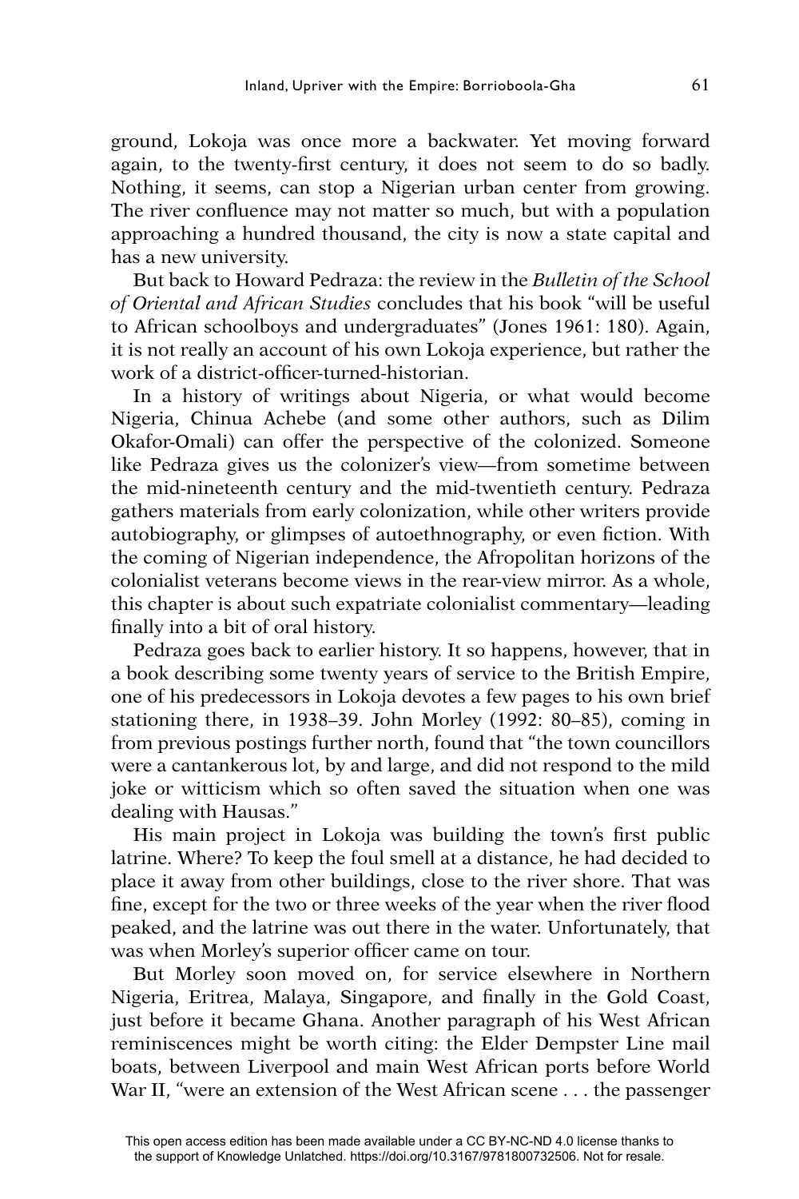ground, Lokoja was once more a backwater. Yet moving forward again, to the twenty-first century, it does not seem to do so badly. Nothing, it seems, can stop a Nigerian urban center from growing. The river confluence may not matter so much, but with a population approaching a hundred thousand, the city is now a state capital and has a new university.

But back to Howard Pedraza: the review in the *Bulletin of the School of Oriental and African Studies* concludes that his book "will be useful to African schoolboys and undergraduates" (Jones 1961: 180). Again, it is not really an account of his own Lokoja experience, but rather the work of a district-officer-turned-historian.

In a history of writings about Nigeria, or what would become Nigeria, Chinua Achebe (and some other authors, such as Dilim Okafor-Omali) can offer the perspective of the colonized. Someone like Pedraza gives us the colonizer's view—from sometime between the mid-nineteenth century and the mid-twentieth century. Pedraza gathers materials from early colonization, while other writers provide autobiography, or glimpses of autoethnography, or even fiction. With the coming of Nigerian independence, the Afropolitan horizons of the colonialist veterans become views in the rear-view mirror. As a whole, this chapter is about such expatriate colonialist commentary—leading finally into a bit of oral history.

Pedraza goes back to earlier history. It so happens, however, that in a book describing some twenty years of service to the British Empire, one of his predecessors in Lokoja devotes a few pages to his own brief stationing there, in 1938–39. John Morley (1992: 80–85), coming in from previous postings further north, found that "the town councillors were a cantankerous lot, by and large, and did not respond to the mild joke or witticism which so often saved the situation when one was dealing with Hausas."

His main project in Lokoja was building the town's first public latrine. Where? To keep the foul smell at a distance, he had decided to place it away from other buildings, close to the river shore. That was fine, except for the two or three weeks of the year when the river flood peaked, and the latrine was out there in the water. Unfortunately, that was when Morley's superior officer came on tour.

But Morley soon moved on, for service elsewhere in Northern Nigeria, Eritrea, Malaya, Singapore, and finally in the Gold Coast, just before it became Ghana. Another paragraph of his West African reminiscences might be worth citing: the Elder Dempster Line mail boats, between Liverpool and main West African ports before World War II, "were an extension of the West African scene . . . the passenger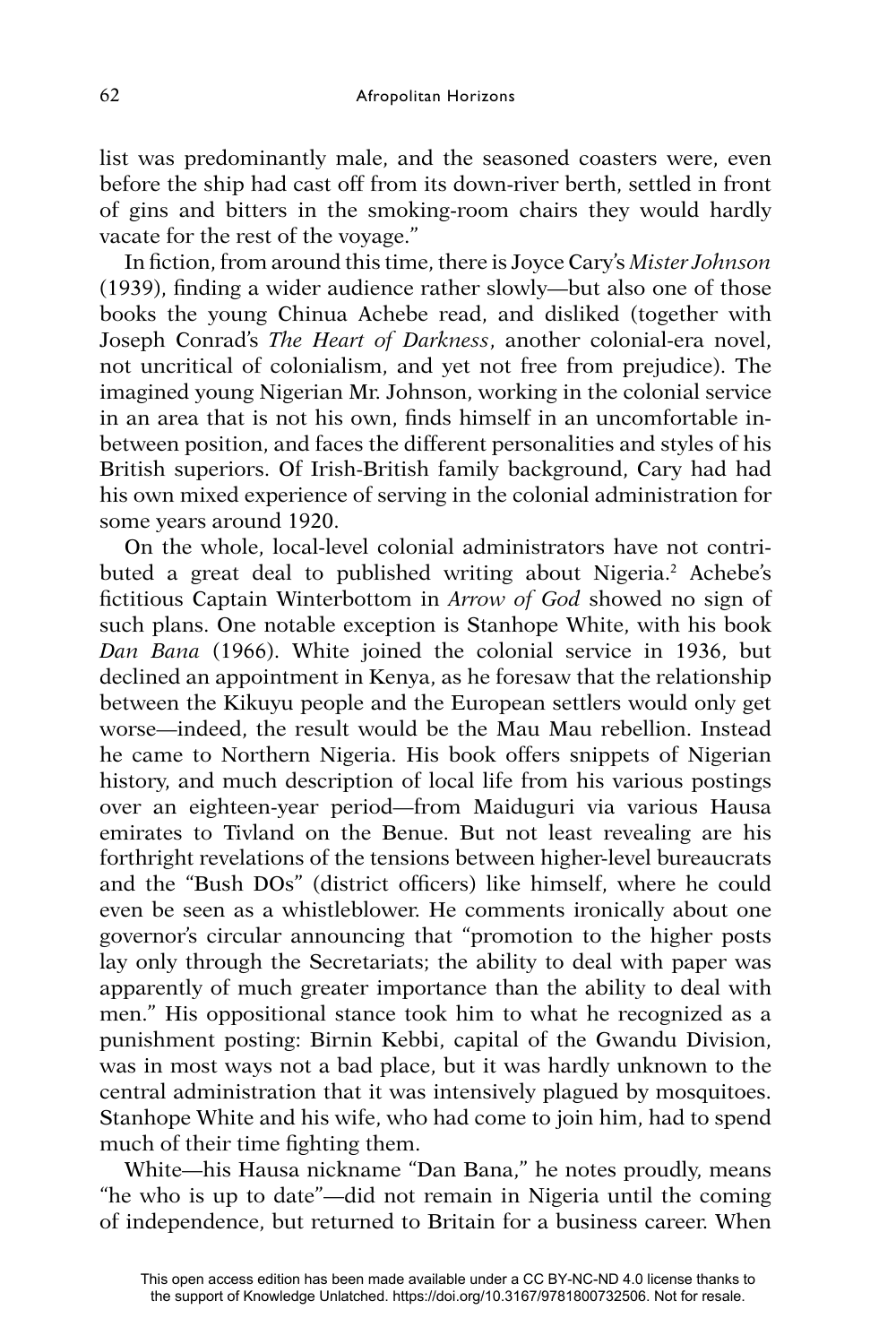list was predominantly male, and the seasoned coasters were, even before the ship had cast off from its down-river berth, settled in front of gins and bitters in the smoking-room chairs they would hardly vacate for the rest of the voyage."

In fiction, from around this time, there is Joyce Cary's *Mister Johnson* (1939), finding a wider audience rather slowly—but also one of those books the young Chinua Achebe read, and disliked (together with Joseph Conrad's *The Heart of Darkness*, another colonial-era novel, not uncritical of colonialism, and yet not free from prejudice). The imagined young Nigerian Mr. Johnson, working in the colonial service in an area that is not his own, finds himself in an uncomfortable in-between position, and faces the different personalities and styles of his British superiors. Of Irish-British family background, Cary had had his own mixed experience of serving in the colonial administration for some years around 1920.

On the whole, local-level colonial administrators have not contributed a great deal to published writing about Nigeria.[2] Achebe's fictitious Captain Winterbottom in *Arrow of God* showed no sign of such plans. One notable exception is Stanhope White, with his book *Dan Bana* (1966). White joined the colonial service in 1936, but declined an appointment in Kenya, as he foresaw that the relationship between the Kikuyu people and the European settlers would only get worse—indeed, the result would be the Mau Mau rebellion. Instead he came to Northern Nigeria. His book offers snippets of Nigerian history, and much description of local life from his various postings over an eighteen-year period—from Maiduguri via various Hausa emirates to Tivland on the Benue. But not least revealing are his forthright revelations of the tensions between higher-level bureaucrats and the "Bush DOs" (district officers) like himself, where he could even be seen as a whistleblower. He comments ironically about one governor's circular announcing that "promotion to the higher posts lay only through the Secretariats; the ability to deal with paper was apparently of much greater importance than the ability to deal with men." His oppositional stance took him to what he recognized as a punishment posting: Birnin Kebbi, capital of the Gwandu Division, was in most ways not a bad place, but it was hardly unknown to the central administration that it was intensively plagued by mosquitoes. Stanhope White and his wife, who had come to join him, had to spend much of their time fighting them.

White—his Hausa nickname "Dan Bana," he notes proudly, means "he who is up to date"—did not remain in Nigeria until the coming of independence, but returned to Britain for a business career. When

This open access edition has been made available under a CC BY-NC-ND 4.0 license thanks to the support of Knowledge Unlatched. https://doi.org/10.3167/9781800732506. Not for resale.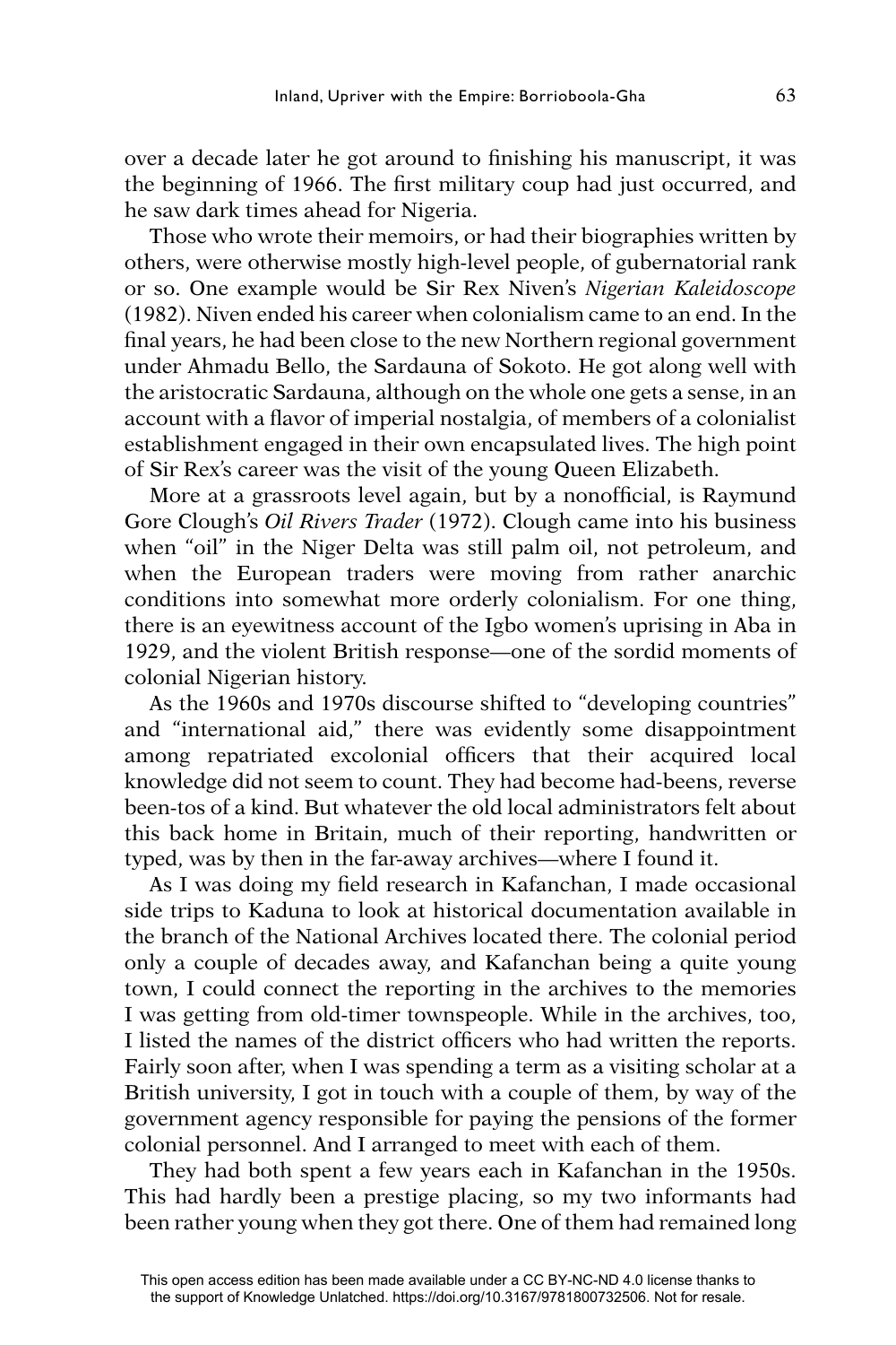over a decade later he got around to finishing his manuscript, it was the beginning of 1966. The first military coup had just occurred, and he saw dark times ahead for Nigeria.

Those who wrote their memoirs, or had their biographies written by others, were otherwise mostly high-level people, of gubernatorial rank or so. One example would be Sir Rex Niven's *Nigerian Kaleidoscope* (1982). Niven ended his career when colonialism came to an end. In the final years, he had been close to the new Northern regional government under Ahmadu Bello, the Sardauna of Sokoto. He got along well with the aristocratic Sardauna, although on the whole one gets a sense, in an account with a flavor of imperial nostalgia, of members of a colonialist establishment engaged in their own encapsulated lives. The high point of Sir Rex's career was the visit of the young Queen Elizabeth.

More at a grassroots level again, but by a nonofficial, is Raymund Gore Clough's *Oil Rivers Trader* (1972). Clough came into his business when "oil" in the Niger Delta was still palm oil, not petroleum, and when the European traders were moving from rather anarchic conditions into somewhat more orderly colonialism. For one thing, there is an eyewitness account of the Igbo women's uprising in Aba in 1929, and the violent British response—one of the sordid moments of colonial Nigerian history.

As the 1960s and 1970s discourse shifted to "developing countries" and "international aid," there was evidently some disappointment among repatriated excolonial officers that their acquired local knowledge did not seem to count. They had become had-beens, reverse been-tos of a kind. But whatever the old local administrators felt about this back home in Britain, much of their reporting, handwritten or typed, was by then in the far-away archives—where I found it.

As I was doing my field research in Kafanchan, I made occasional side trips to Kaduna to look at historical documentation available in the branch of the National Archives located there. The colonial period only a couple of decades away, and Kafanchan being a quite young town, I could connect the reporting in the archives to the memories I was getting from old-timer townspeople. While in the archives, too, I listed the names of the district officers who had written the reports. Fairly soon after, when I was spending a term as a visiting scholar at a British university, I got in touch with a couple of them, by way of the government agency responsible for paying the pensions of the former colonial personnel. And I arranged to meet with each of them.

They had both spent a few years each in Kafanchan in the 1950s. This had hardly been a prestige placing, so my two informants had been rather young when they got there. One of them had remained long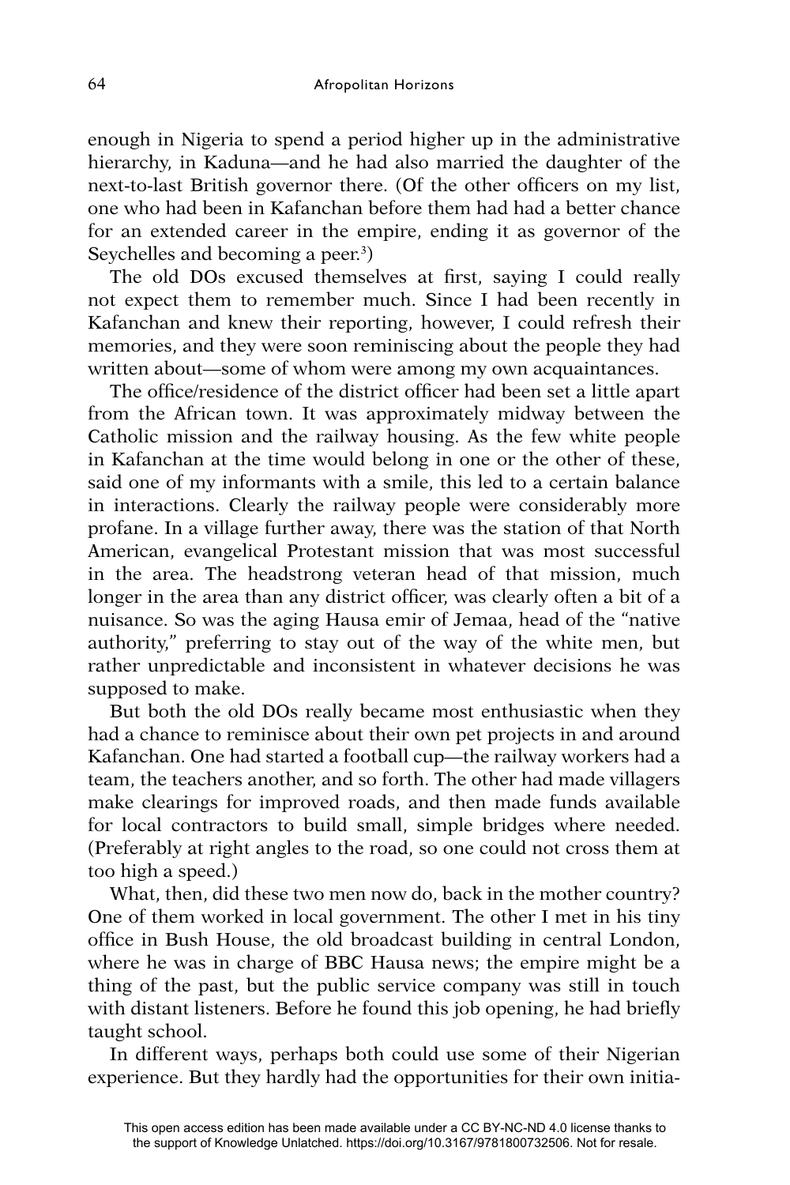enough in Nigeria to spend a period higher up in the administrative hierarchy, in Kaduna—and he had also married the daughter of the next-to-last British governor there. (Of the other officers on my list, one who had been in Kafanchan before them had had a better chance for an extended career in the empire, ending it as governor of the Seychelles and becoming a peer.[3])

The old DOs excused themselves at first, saying I could really not expect them to remember much. Since I had been recently in Kafanchan and knew their reporting, however, I could refresh their memories, and they were soon reminiscing about the people they had written about—some of whom were among my own acquaintances.

The office/residence of the district officer had been set a little apart from the African town. It was approximately midway between the Catholic mission and the railway housing. As the few white people in Kafanchan at the time would belong in one or the other of these, said one of my informants with a smile, this led to a certain balance in interactions. Clearly the railway people were considerably more profane. In a village further away, there was the station of that North American, evangelical Protestant mission that was most successful in the area. The headstrong veteran head of that mission, much longer in the area than any district officer, was clearly often a bit of a nuisance. So was the aging Hausa emir of Jemaa, head of the "native authority," preferring to stay out of the way of the white men, but rather unpredictable and inconsistent in whatever decisions he was supposed to make.

But both the old DOs really became most enthusiastic when they had a chance to reminisce about their own pet projects in and around Kafanchan. One had started a football cup—the railway workers had a team, the teachers another, and so forth. The other had made villagers make clearings for improved roads, and then made funds available for local contractors to build small, simple bridges where needed. (Preferably at right angles to the road, so one could not cross them at too high a speed.)

What, then, did these two men now do, back in the mother country? One of them worked in local government. The other I met in his tiny office in Bush House, the old broadcast building in central London, where he was in charge of BBC Hausa news; the empire might be a thing of the past, but the public service company was still in touch with distant listeners. Before he found this job opening, he had briefly taught school.

In different ways, perhaps both could use some of their Nigerian experience. But they hardly had the opportunities for their own initia-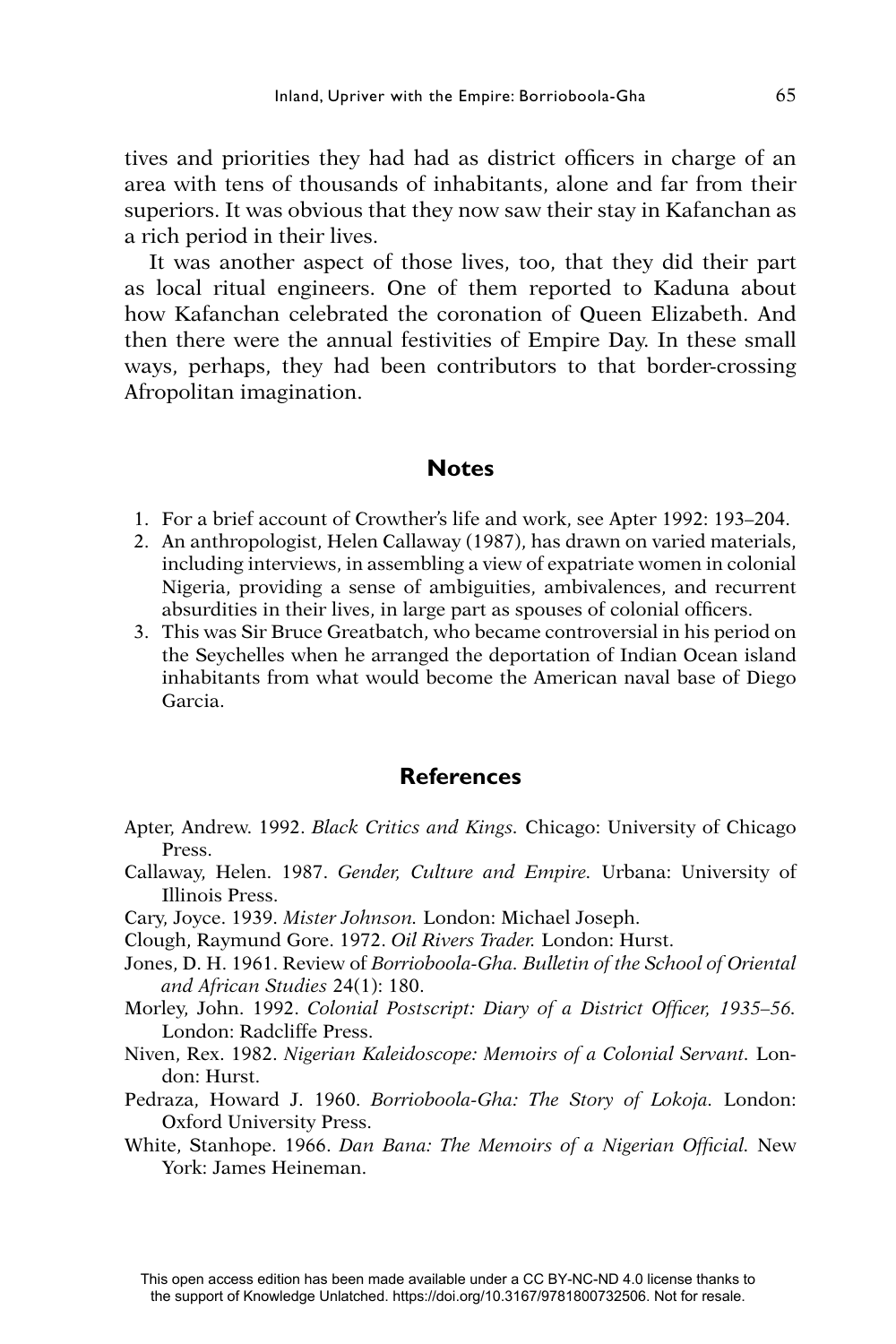tives and priorities they had had as district officers in charge of an area with tens of thousands of inhabitants, alone and far from their superiors. It was obvious that they now saw their stay in Kafanchan as a rich period in their lives.

It was another aspect of those lives, too, that they did their part as local ritual engineers. One of them reported to Kaduna about how Kafanchan celebrated the coronation of Queen Elizabeth. And then there were the annual festivities of Empire Day. In these small ways, perhaps, they had been contributors to that border-crossing Afropolitan imagination.

## Notes

1. For a brief account of Crowther's life and work, see Apter 1992: 193–204.
2. An anthropologist, Helen Callaway (1987), has drawn on varied materials, including interviews, in assembling a view of expatriate women in colonial Nigeria, providing a sense of ambiguities, ambivalences, and recurrent absurdities in their lives, in large part as spouses of colonial officers.
3. This was Sir Bruce Greatbatch, who became controversial in his period on the Seychelles when he arranged the deportation of Indian Ocean island inhabitants from what would become the American naval base of Diego Garcia.

## References

Apter, Andrew. 1992. *Black Critics and Kings.* Chicago: University of Chicago Press.

Callaway, Helen. 1987. *Gender, Culture and Empire.* Urbana: University of Illinois Press.

Cary, Joyce. 1939. *Mister Johnson.* London: Michael Joseph.

Clough, Raymund Gore. 1972. *Oil Rivers Trader.* London: Hurst.

Jones, D. H. 1961. Review of *Borrioboola-Gha*. *Bulletin of the School of Oriental and African Studies* 24(1): 180.

Morley, John. 1992. *Colonial Postscript: Diary of a District Officer, 1935–56.* London: Radcliffe Press.

Niven, Rex. 1982. *Nigerian Kaleidoscope: Memoirs of a Colonial Servant.* London: Hurst.

Pedraza, Howard J. 1960. *Borrioboola-Gha: The Story of Lokoja.* London: Oxford University Press.

White, Stanhope. 1966. *Dan Bana: The Memoirs of a Nigerian Official.* New York: James Heineman.

This open access edition has been made available under a CC BY-NC-ND 4.0 license thanks to the support of Knowledge Unlatched. https://doi.org/10.3167/9781800732506. Not for resale.